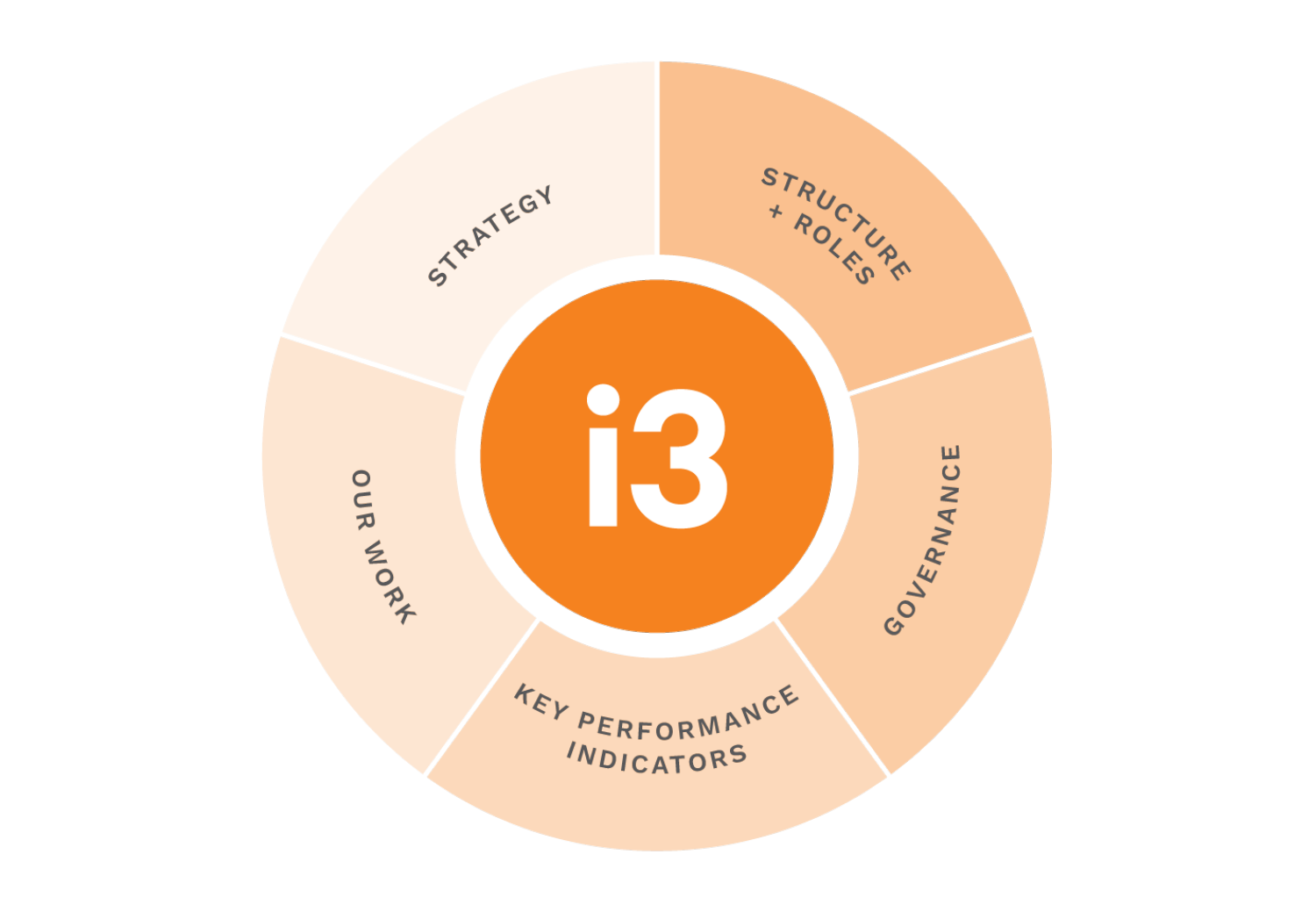i3

STRATEGY

STRUCTURE + ROLES

GOVERNANCE

KEY PERFORMANCE INDICATORS

OUR WORK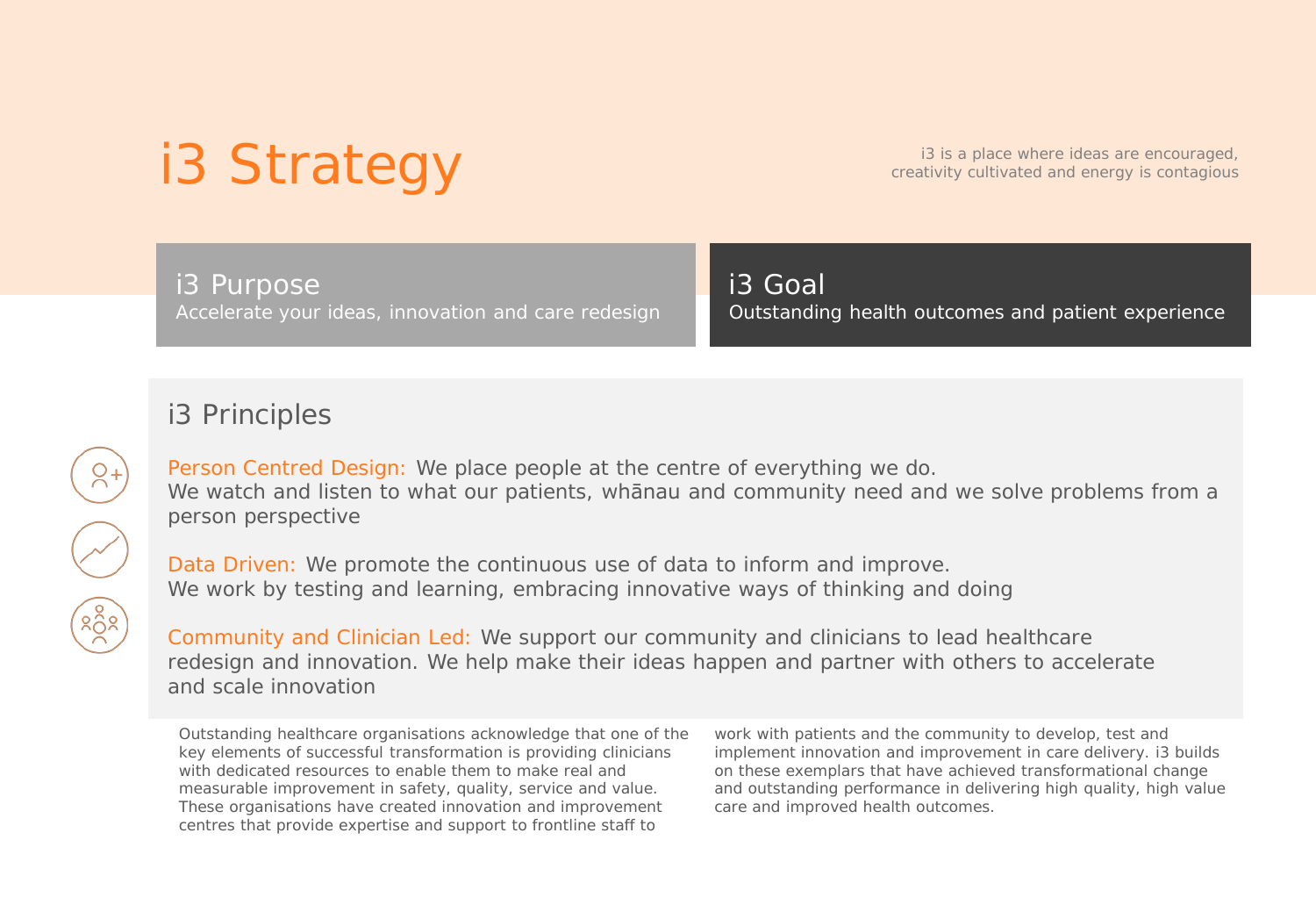# i3 Strategy

i3 is a place where ideas are encouraged, creativity cultivated and energy is contagious

## i3 Purpose

Accelerate your ideas, innovation and care redesign

## i3 Goal

Outstanding health outcomes and patient experience

## i3 Principles

**Person Centred Design:** We place people at the centre of everything we do.
We watch and listen to what our patients, whānau and community need and we solve problems from a person perspective

**Data Driven:** We promote the continuous use of data to inform and improve.
We work by testing and learning, embracing innovative ways of thinking and doing

**Community and Clinician Led:** We support our community and clinicians to lead healthcare redesign and innovation. We help make their ideas happen and partner with others to accelerate and scale innovation

Outstanding healthcare organisations acknowledge that one of the key elements of successful transformation is providing clinicians with dedicated resources to enable them to make real and measurable improvement in safety, quality, service and value. These organisations have created innovation and improvement centres that provide expertise and support to frontline staff to work with patients and the community to develop, test and implement innovation and improvement in care delivery. i3 builds on these exemplars that have achieved transformational change and outstanding performance in delivering high quality, high value care and improved health outcomes.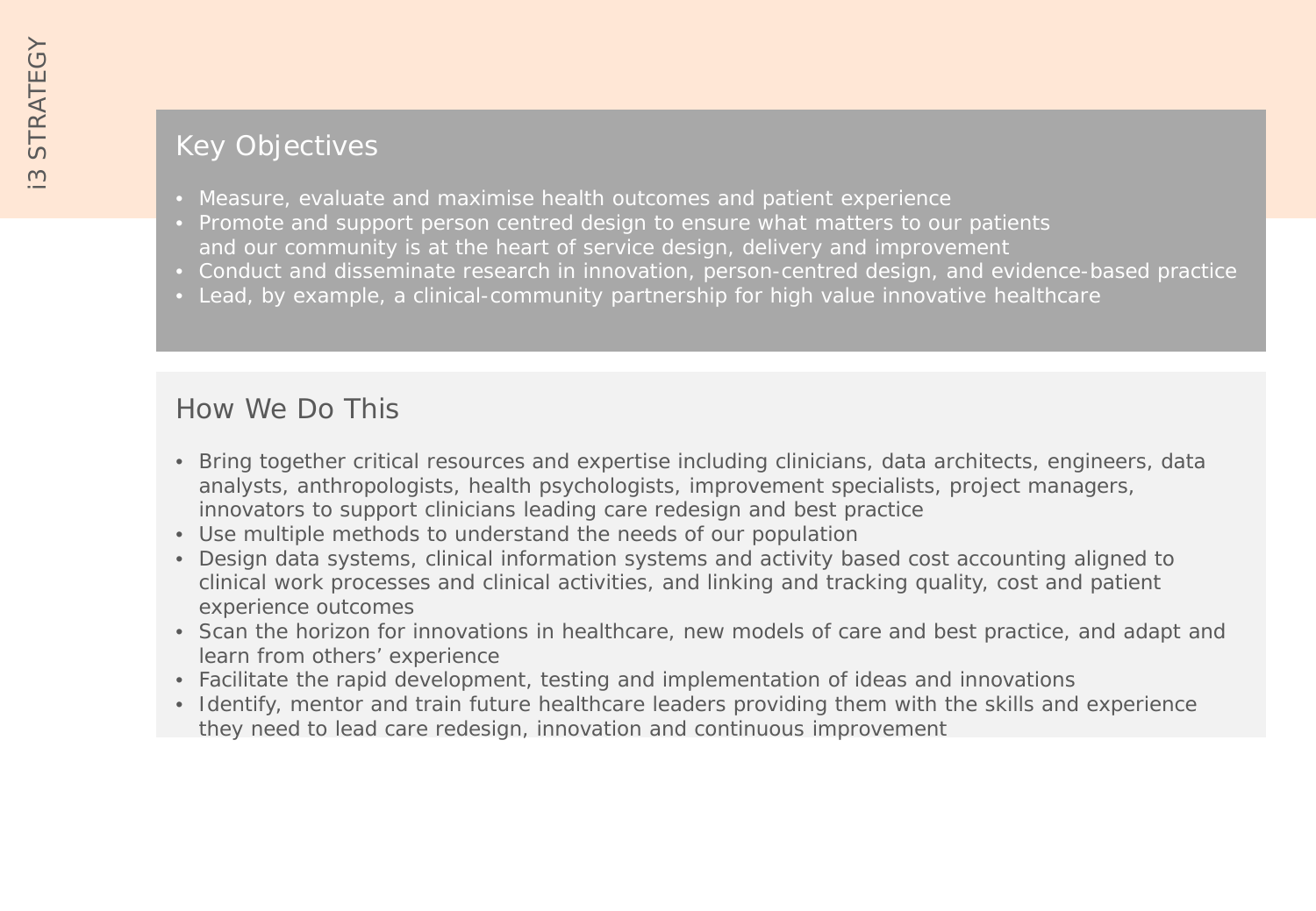i3 STRATEGY

## Key Objectives

- Measure, evaluate and maximise health outcomes and patient experience
- Promote and support person centred design to ensure what matters to our patients and our community is at the heart of service design, delivery and improvement
- Conduct and disseminate research in innovation, person-centred design, and evidence-based practice
- Lead, by example, a clinical-community partnership for high value innovative healthcare

## How We Do This

- Bring together critical resources and expertise including clinicians, data architects, engineers, data analysts, anthropologists, health psychologists, improvement specialists, project managers, innovators to support clinicians leading care redesign and best practice
- Use multiple methods to understand the needs of our population
- Design data systems, clinical information systems and activity based cost accounting aligned to clinical work processes and clinical activities, and linking and tracking quality, cost and patient experience outcomes
- Scan the horizon for innovations in healthcare, new models of care and best practice, and adapt and learn from others' experience
- Facilitate the rapid development, testing and implementation of ideas and innovations
- Identify, mentor and train future healthcare leaders providing them with the skills and experience they need to lead care redesign, innovation and continuous improvement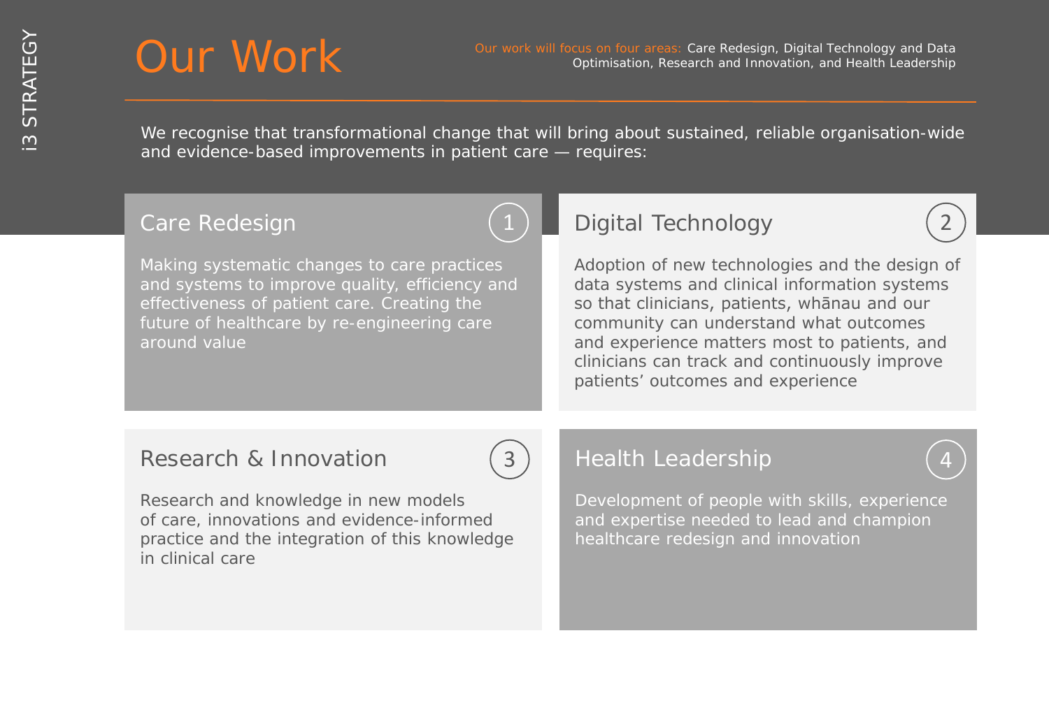# Our Work

Our work will focus on four areas: Care Redesign, Digital Technology and Data Optimisation, Research and Innovation, and Health Leadership

We recognise that transformational change that will bring about sustained, reliable organisation-wide and evidence-based improvements in patient care — requires:

## Care Redesign (1)

Making systematic changes to care practices and systems to improve quality, efficiency and effectiveness of patient care. Creating the future of healthcare by re-engineering care around value

## Digital Technology (2)

Adoption of new technologies and the design of data systems and clinical information systems so that clinicians, patients, whānau and our community can understand what outcomes and experience matters most to patients, and clinicians can track and continuously improve patients' outcomes and experience

## Research & Innovation (3)

Research and knowledge in new models of care, innovations and evidence-informed practice and the integration of this knowledge in clinical care

## Health Leadership (4)

Development of people with skills, experience and expertise needed to lead and champion healthcare redesign and innovation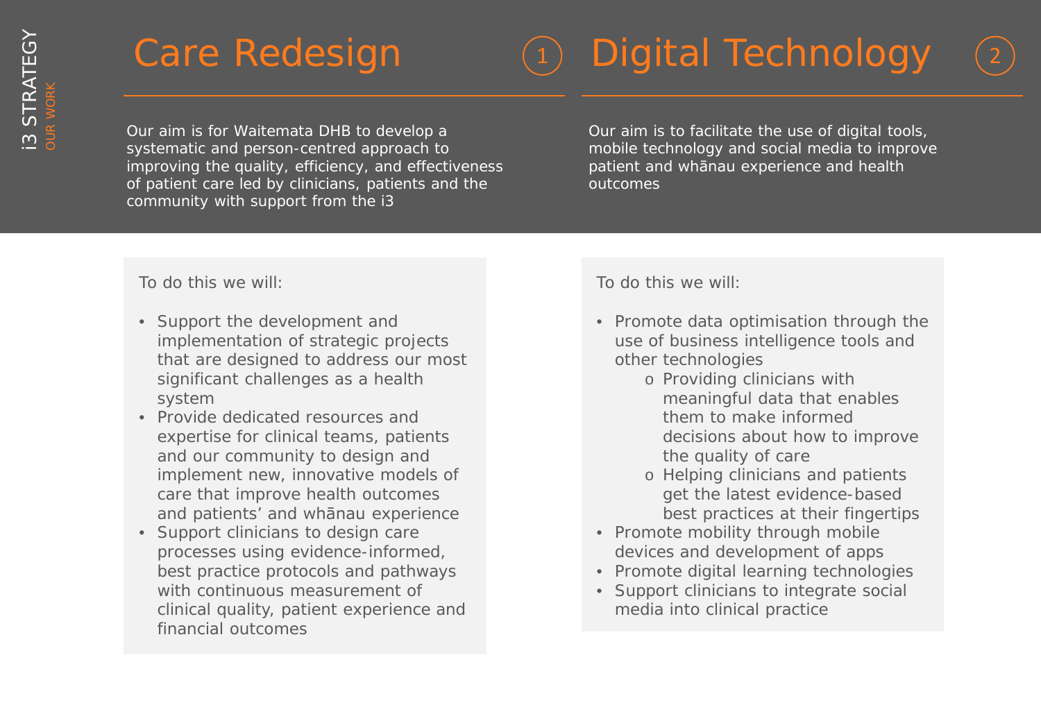# Care Redesign ①

Our aim is for Waitemata DHB to develop a systematic and person-centred approach to improving the quality, efficiency, and effectiveness of patient care led by clinicians, patients and the community with support from the i3

To do this we will:

- Support the development and implementation of strategic projects that are designed to address our most significant challenges as a health system
- Provide dedicated resources and expertise for clinical teams, patients and our community to design and implement new, innovative models of care that improve health outcomes and patients' and whānau experience
- Support clinicians to design care processes using evidence-informed, best practice protocols and pathways with continuous measurement of clinical quality, patient experience and financial outcomes

# Digital Technology ②

Our aim is to facilitate the use of digital tools, mobile technology and social media to improve patient and whānau experience and health outcomes

To do this we will:

- Promote data optimisation through the use of business intelligence tools and other technologies
    - Providing clinicians with meaningful data that enables them to make informed decisions about how to improve the quality of care
    - Helping clinicians and patients get the latest evidence-based best practices at their fingertips
- Promote mobility through mobile devices and development of apps
- Promote digital learning technologies
- Support clinicians to integrate social media into clinical practice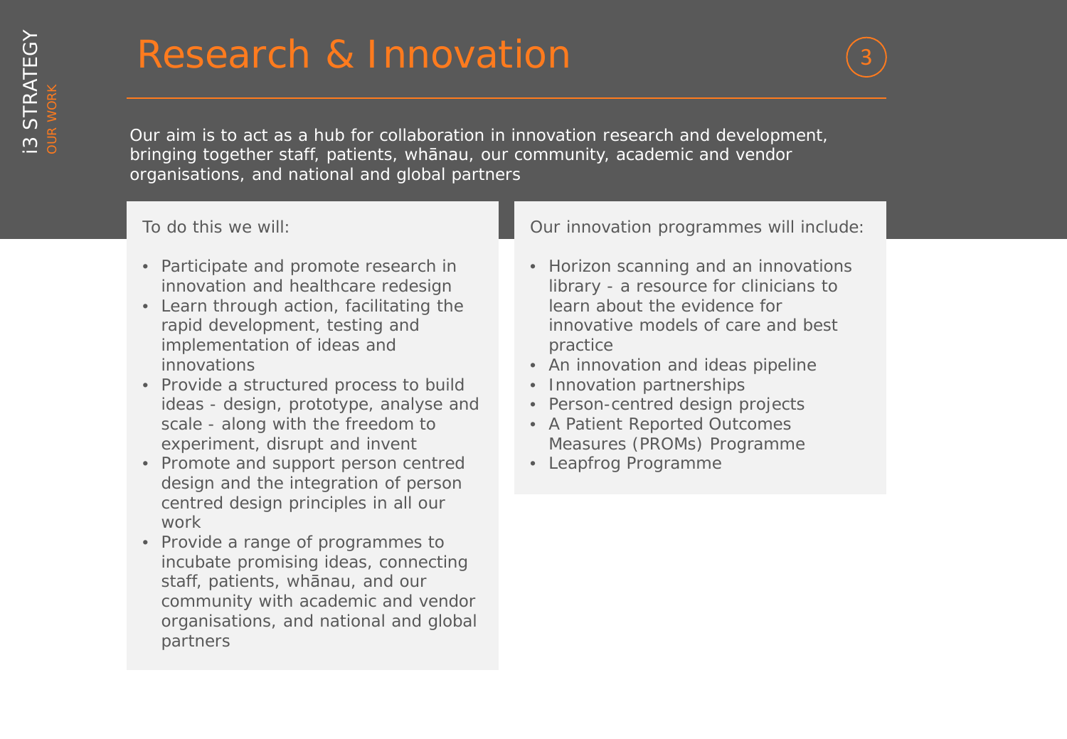# Research & Innovation

Our aim is to act as a hub for collaboration in innovation research and development, bringing together staff, patients, whānau, our community, academic and vendor organisations, and national and global partners

To do this we will:

- Participate and promote research in innovation and healthcare redesign
- Learn through action, facilitating the rapid development, testing and implementation of ideas and innovations
- Provide a structured process to build ideas - design, prototype, analyse and scale - along with the freedom to experiment, disrupt and invent
- Promote and support person centred design and the integration of person centred design principles in all our work
- Provide a range of programmes to incubate promising ideas, connecting staff, patients, whānau, and our community with academic and vendor organisations, and national and global partners

Our innovation programmes will include:

- Horizon scanning and an innovations library - a resource for clinicians to learn about the evidence for innovative models of care and best practice
- An innovation and ideas pipeline
- Innovation partnerships
- Person-centred design projects
- A Patient Reported Outcomes Measures (PROMs) Programme
- Leapfrog Programme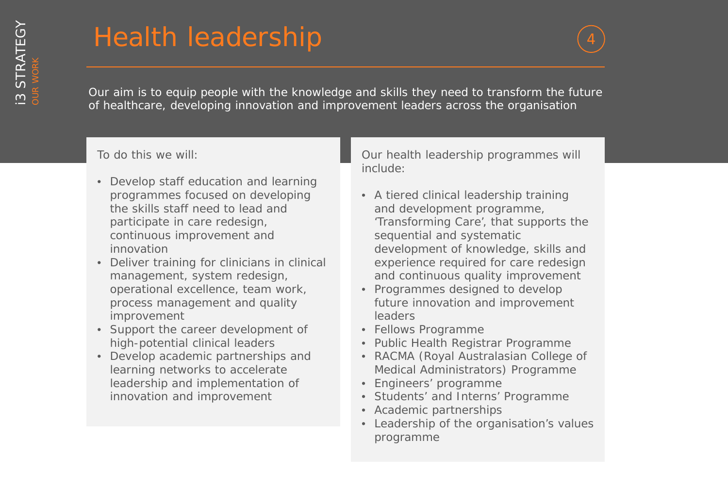# Health leadership

Our aim is to equip people with the knowledge and skills they need to transform the future of healthcare, developing innovation and improvement leaders across the organisation

To do this we will:

- Develop staff education and learning programmes focused on developing the skills staff need to lead and participate in care redesign, continuous improvement and innovation
- Deliver training for clinicians in clinical management, system redesign, operational excellence, team work, process management and quality improvement
- Support the career development of high-potential clinical leaders
- Develop academic partnerships and learning networks to accelerate leadership and implementation of innovation and improvement

Our health leadership programmes will include:

- A tiered clinical leadership training and development programme, 'Transforming Care', that supports the sequential and systematic development of knowledge, skills and experience required for care redesign and continuous quality improvement
- Programmes designed to develop future innovation and improvement leaders
- Fellows Programme
- Public Health Registrar Programme
- RACMA (Royal Australasian College of Medical Administrators) Programme
- Engineers' programme
- Students' and Interns' Programme
- Academic partnerships
- Leadership of the organisation's values programme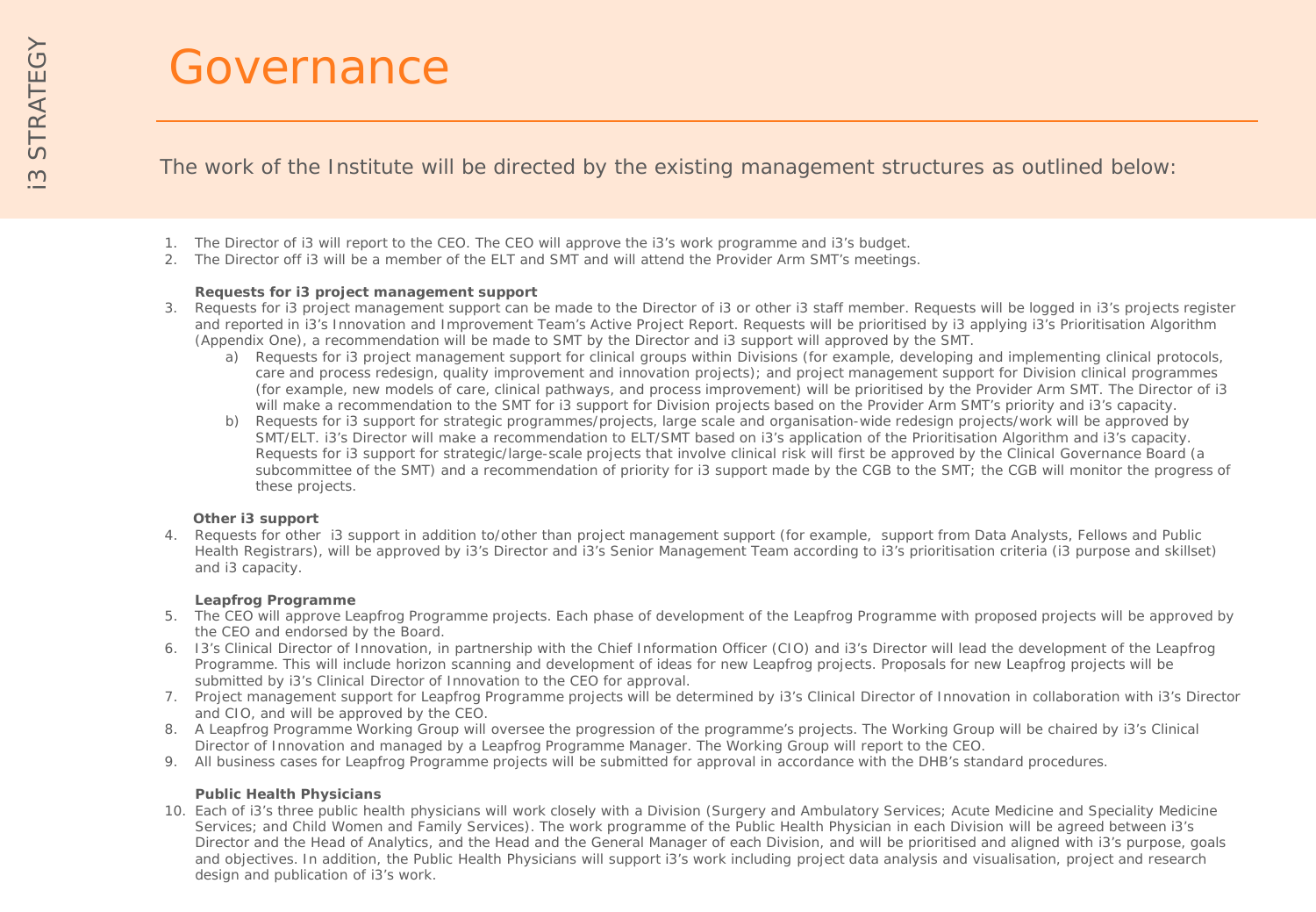# Governance

The work of the Institute will be directed by the existing management structures as outlined below:

1. The Director of i3 will report to the CEO. The CEO will approve the i3's work programme and i3's budget.
2. The Director off i3 will be a member of the ELT and SMT and will attend the Provider Arm SMT's meetings.

**Requests for i3 project management support**

3. Requests for i3 project management support can be made to the Director of i3 or other i3 staff member. Requests will be logged in i3's projects register and reported in i3's Innovation and Improvement Team's Active Project Report. Requests will be prioritised by i3 applying i3's Prioritisation Algorithm (Appendix One), a recommendation will be made to SMT by the Director and i3 support will approved by the SMT.
   a) Requests for i3 project management support for clinical groups within Divisions (for example, developing and implementing clinical protocols, care and process redesign, quality improvement and innovation projects); and project management support for Division clinical programmes (for example, new models of care, clinical pathways, and process improvement) will be prioritised by the Provider Arm SMT. The Director of i3 will make a recommendation to the SMT for i3 support for Division projects based on the Provider Arm SMT's priority and i3's capacity.
   b) Requests for i3 support for strategic programmes/projects, large scale and organisation-wide redesign projects/work will be approved by SMT/ELT. i3's Director will make a recommendation to ELT/SMT based on i3's application of the Prioritisation Algorithm and i3's capacity. Requests for i3 support for strategic/large-scale projects that involve clinical risk will first be approved by the Clinical Governance Board (a subcommittee of the SMT) and a recommendation of priority for i3 support made by the CGB to the SMT; the CGB will monitor the progress of these projects.

**Other i3 support**

4. Requests for other i3 support in addition to/other than project management support (for example, support from Data Analysts, Fellows and Public Health Registrars), will be approved by i3's Director and i3's Senior Management Team according to i3's prioritisation criteria (i3 purpose and skillset) and i3 capacity.

**Leapfrog Programme**

5. The CEO will approve Leapfrog Programme projects. Each phase of development of the Leapfrog Programme with proposed projects will be approved by the CEO and endorsed by the Board.
6. I3's Clinical Director of Innovation, in partnership with the Chief Information Officer (CIO) and i3's Director will lead the development of the Leapfrog Programme. This will include horizon scanning and development of ideas for new Leapfrog projects. Proposals for new Leapfrog projects will be submitted by i3's Clinical Director of Innovation to the CEO for approval.
7. Project management support for Leapfrog Programme projects will be determined by i3's Clinical Director of Innovation in collaboration with i3's Director and CIO, and will be approved by the CEO.
8. A Leapfrog Programme Working Group will oversee the progression of the programme's projects. The Working Group will be chaired by i3's Clinical Director of Innovation and managed by a Leapfrog Programme Manager. The Working Group will report to the CEO.
9. All business cases for Leapfrog Programme projects will be submitted for approval in accordance with the DHB's standard procedures.

**Public Health Physicians**

10. Each of i3's three public health physicians will work closely with a Division (Surgery and Ambulatory Services; Acute Medicine and Speciality Medicine Services; and Child Women and Family Services). The work programme of the Public Health Physician in each Division will be agreed between i3's Director and the Head of Analytics, and the Head and the General Manager of each Division, and will be prioritised and aligned with i3's purpose, goals and objectives. In addition, the Public Health Physicians will support i3's work including project data analysis and visualisation, project and research design and publication of i3's work.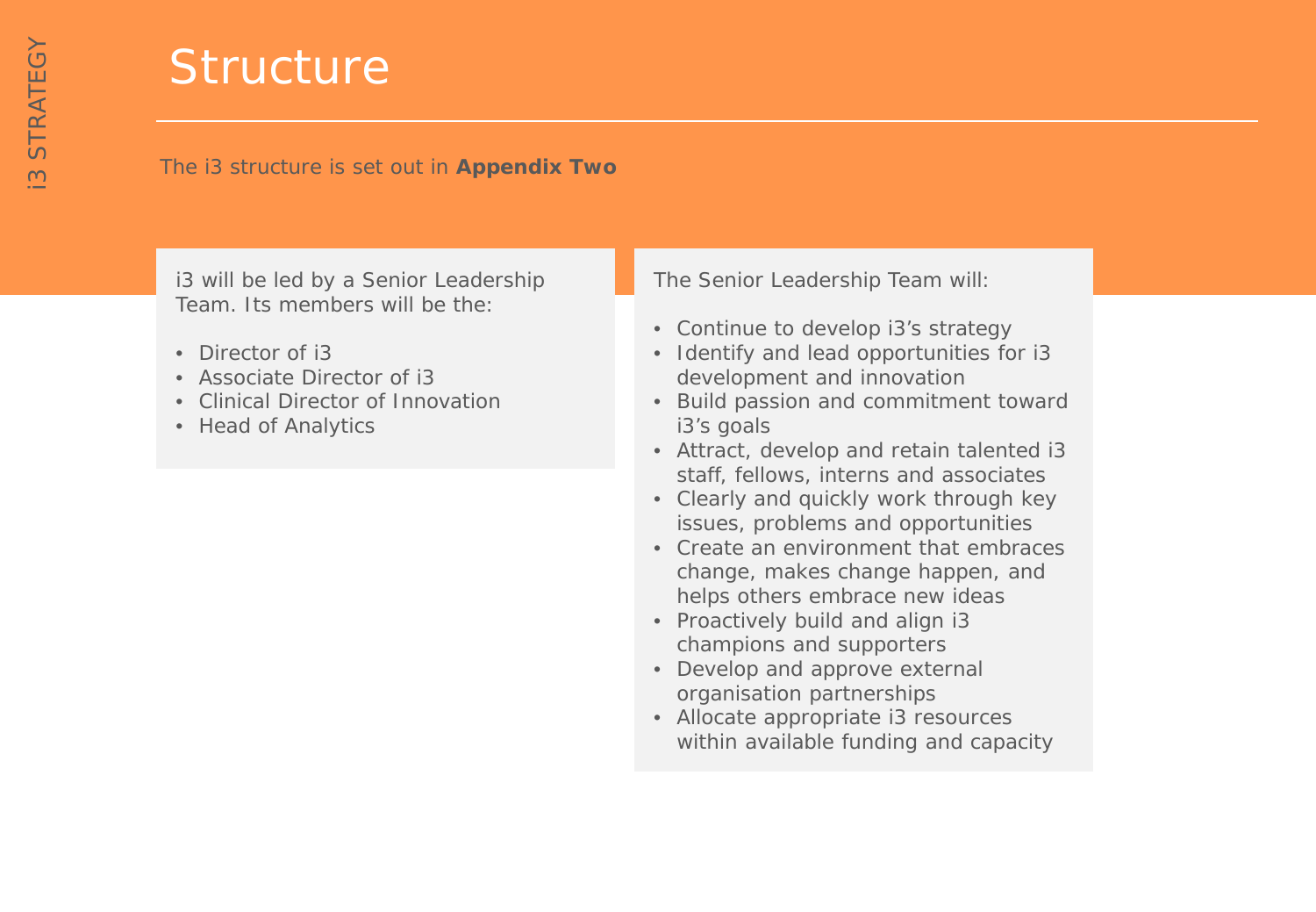# Structure

The i3 structure is set out in **Appendix Two**

i3 will be led by a Senior Leadership Team. Its members will be the:

- Director of i3
- Associate Director of i3
- Clinical Director of Innovation
- Head of Analytics

The Senior Leadership Team will:

- Continue to develop i3's strategy
- Identify and lead opportunities for i3 development and innovation
- Build passion and commitment toward i3's goals
- Attract, develop and retain talented i3 staff, fellows, interns and associates
- Clearly and quickly work through key issues, problems and opportunities
- Create an environment that embraces change, makes change happen, and helps others embrace new ideas
- Proactively build and align i3 champions and supporters
- Develop and approve external organisation partnerships
- Allocate appropriate i3 resources within available funding and capacity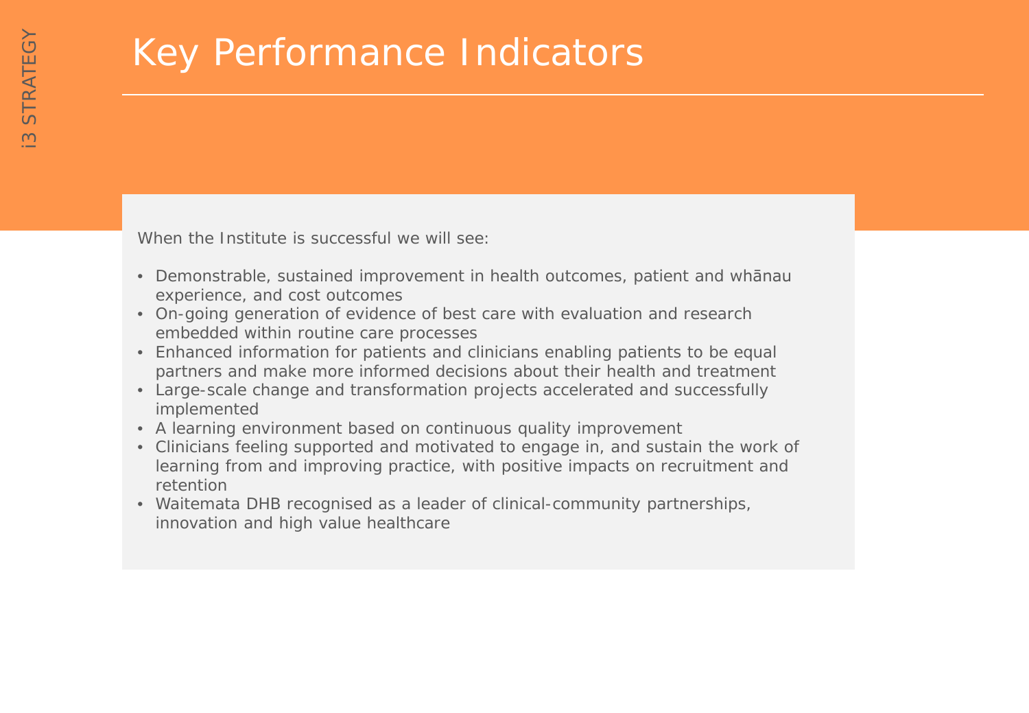# Key Performance Indicators

When the Institute is successful we will see:

- Demonstrable, sustained improvement in health outcomes, patient and whānau experience, and cost outcomes
- On-going generation of evidence of best care with evaluation and research embedded within routine care processes
- Enhanced information for patients and clinicians enabling patients to be equal partners and make more informed decisions about their health and treatment
- Large-scale change and transformation projects accelerated and successfully implemented
- A learning environment based on continuous quality improvement
- Clinicians feeling supported and motivated to engage in, and sustain the work of learning from and improving practice, with positive impacts on recruitment and retention
- Waitemata DHB recognised as a leader of clinical-community partnerships, innovation and high value healthcare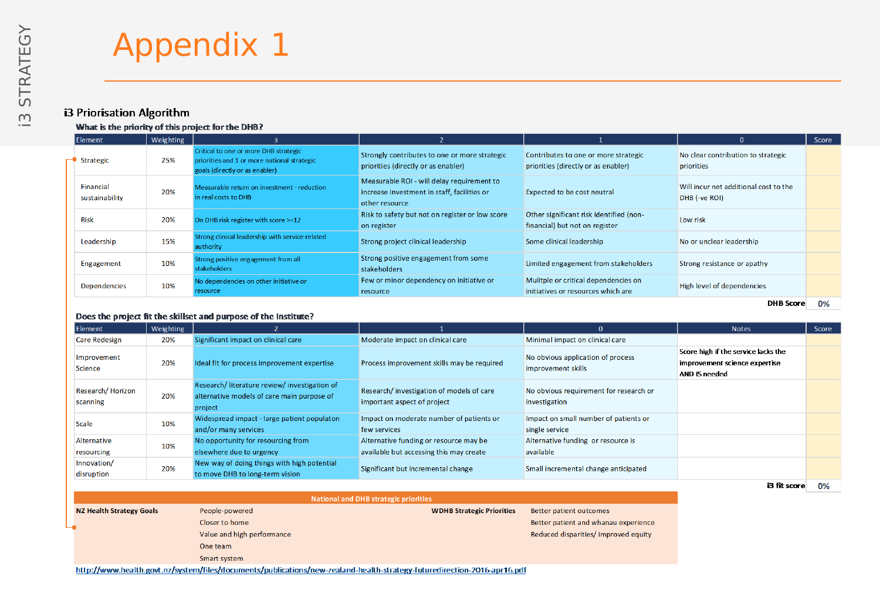# Appendix 1

## i3 Priorisation Algorithm

**What is the priority of this project for the DHB?**

| Element | Weighting | 3 | 2 | 1 | 0 | Score |
|---|---|---|---|---|---|---|
| Strategic | 25% | Critical to one or more DHB strategic priorities and 1 or more national strategic goals (directly or as enabler) | Strongly contributes to one or more strategic priorities (directly or as enabler) | Contributes to one or more strategic priorities (directly or as enabler) | No clear contribution to strategic priorities | |
| Financial sustainability | 20% | Measurable return on investment - reduction in real costs to DHB | Measurable ROI - will delay requirement to increase investment in staff, facilities or other resource | Expected to be cost neutral | Will incur net additional cost to the DHB (-ve ROI) | |
| Risk | 20% | On DHB risk register with score >=12 | Risk to safety but not on register or low score on register | Other significant risk identified (non-financial) but not on register | Low risk | |
| Leadership | 15% | Strong clinical leadership with service-related authority | Strong project clinical leadership | Some clinical leadership | No or unclear leadership | |
| Engagement | 10% | Strong positive engagement from all stakeholders | Strong positive engagement from some stakeholders | Limited engagement from stakeholders | Strong resistance or apathy | |
| Dependencies | 10% | No dependencies on other initiative or resource | Few or minor dependency on initiative or resource | Mulitple or critical dependencies on initiatives or resources which are | High level of dependencies | |
| | | | | | **DHB Score** | 0% |

**Does the project fit the skillset and purpose of the Institute?**

| Element | Weighting | 2 | 1 | 0 | Notes | Score |
|---|---|---|---|---|---|---|
| Care Redesign | 20% | Significant impact on clinical care | Moderate impact on clinical care | Minimal impact on clinical care | | |
| Improvement Science | 20% | Ideal fit for process improvement expertise | Process improvement skills may be required | No obvious application of process improvement skills | Score high if the service lacks the improvement science expertise AND IS needed | |
| Research/ Horizon scanning | 20% | Research/ literature review/ investigation of alternative models of care main purpose of project | Research/ investigation of models of care important aspect of project | No obvious requirement for research or investigation | | |
| Scale | 10% | Widespread impact - large patient populaton and/or many services | Impact on moderate number of patients or few services | Impact on small number of patients or single service | | |
| Alternative resourcing | 10% | No opportunity for resourcing from elsewhere due to urgency | Alternative funding or resource may be available but accessing this may create | Alternative funding or resource is available | | |
| Innovation/ disruption | 20% | New way of doing things with high potential to move DHB to long-term vision | Significant but incremental change | Small incremental change anticipated | | |
| | | | | | **i3 fit score** | 0% |

**National and DHB strategic priorities**

| NZ Health Strategy Goals | | WDHB Strategic Priorities | |
|---|---|---|---|
| | People-powered | | Better patient outcomes |
| | Closer to home | | Better patient and whanau experience |
| | Value and high performance | | Reduced disparities/ improved equity |
| | One team | | |
| | Smart system | | |

http://www.health.govt.nz/system/files/documents/publications/new-zealand-health-strategy-futuredirection-2016-apr16.pdf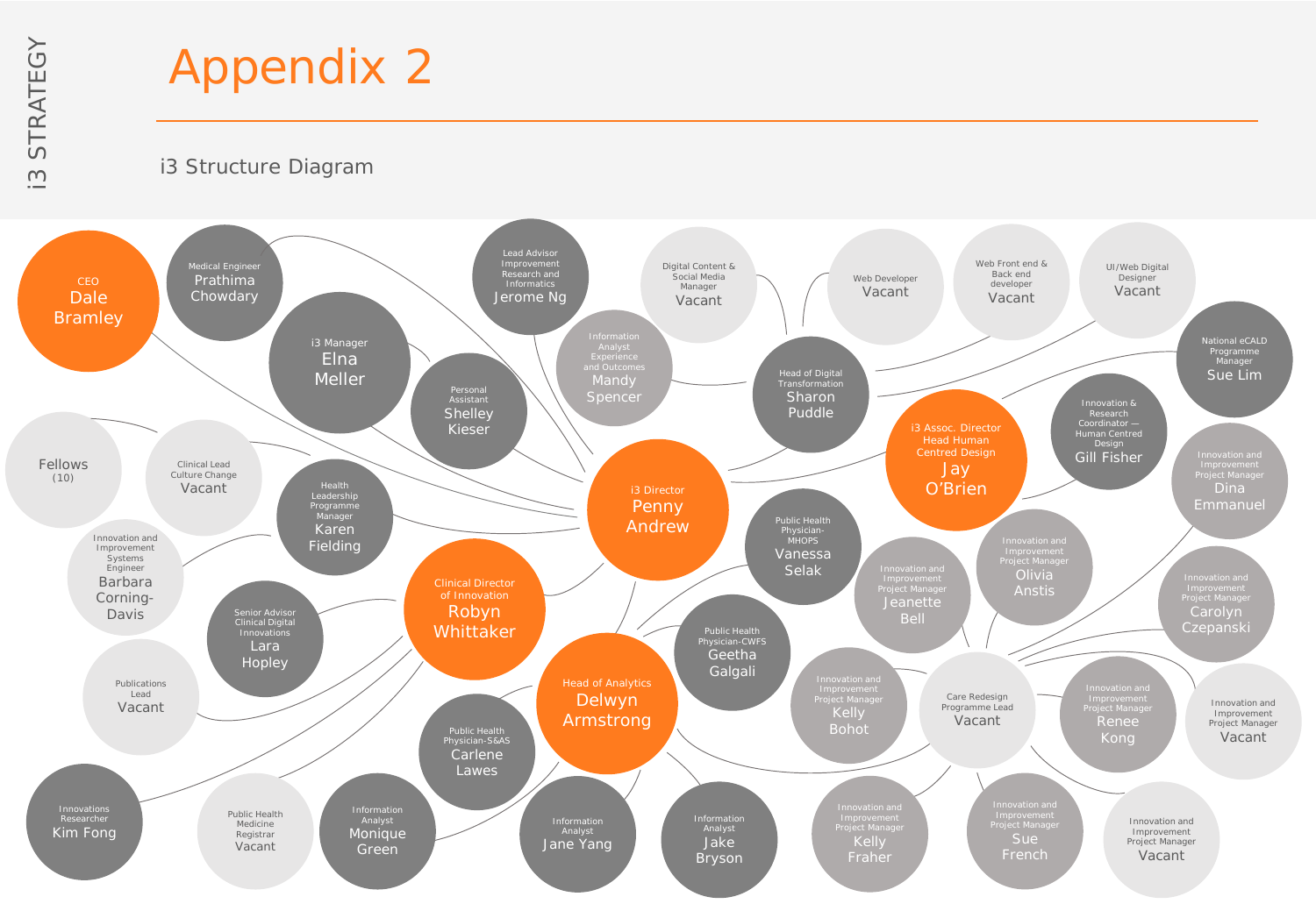# Appendix 2

i3 Structure Diagram

CEO
Dale Bramley

Medical Engineer
Prathima Chowdary

i3 Manager
Elna Meller

Personal Assistant
Shelley Kieser

Lead Advisor Improvement Research and Informatics
Jerome Ng

Information Analyst Experience and Outcomes
Mandy Spencer

Digital Content & Social Media Manager
Vacant

Web Developer
Vacant

Web Front end & Back end developer
Vacant

UI/Web Digital Designer
Vacant

National eCALD Programme Manager
Sue Lim

Head of Digital Transformation
Sharon Puddle

i3 Assoc. Director Head Human Centred Design
Jay O'Brien

Innovation & Research Coordinator — Human Centred Design
Gill Fisher

Innovation and Improvement Project Manager
Dina Emmanuel

Fellows
(10)

Clinical Lead Culture Change
Vacant

Health Leadership Programme Manager
Karen Fielding

i3 Director
Penny Andrew

Public Health Physician-MHOPS
Vanessa Selak

Innovation and Improvement Project Manager
Jeanette Bell

Innovation and Improvement Project Manager
Olivia Anstis

Innovation and Improvement Project Manager
Carolyn Czepanski

Innovation and Improvement Systems Engineer
Barbara Corning-Davis

Senior Advisor Clinical Digital Innovations
Lara Hopley

Clinical Director of Innovation
Robyn Whittaker

Public Health Physician-CWFS
Geetha Galgali

Innovation and Improvement Project Manager
Kelly Bohot

Care Redesign Programme Lead
Vacant

Innovation and Improvement Project Manager
Renee Kong

Innovation and Improvement Project Manager
Vacant

Publications Lead
Vacant

Head of Analytics
Delwyn Armstrong

Public Health Physician-S&AS
Carlene Lawes

Innovations Researcher
Kim Fong

Public Health Medicine Registrar
Vacant

Information Analyst
Monique Green

Information Analyst
Jane Yang

Information Analyst
Jake Bryson

Innovation and Improvement Project Manager
Kelly Fraher

Innovation and Improvement Project Manager
Sue French

Innovation and Improvement Project Manager
Vacant